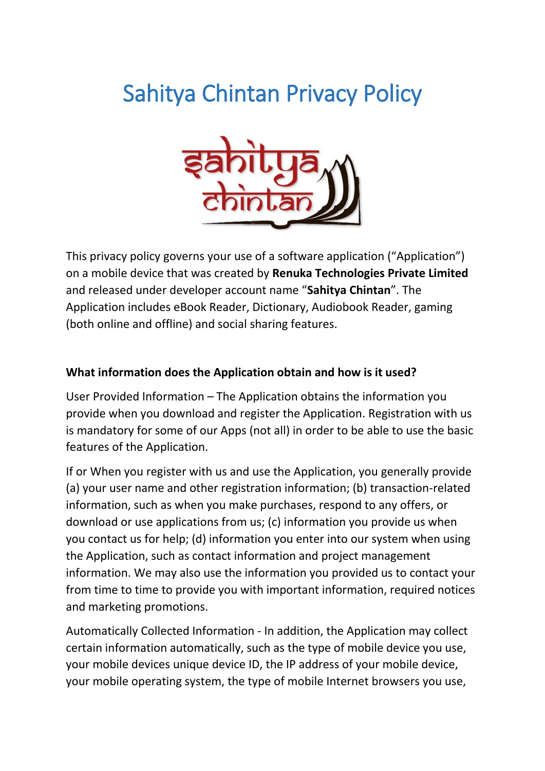# Sahitya Chintan Privacy Policy

This privacy policy governs your use of a software application ("Application") on a mobile device that was created by **Renuka Technologies Private Limited** and released under developer account name "**Sahitya Chintan**". The Application includes eBook Reader, Dictionary, Audiobook Reader, gaming (both online and offline) and social sharing features.

**What information does the Application obtain and how is it used?**

User Provided Information – The Application obtains the information you provide when you download and register the Application. Registration with us is mandatory for some of our Apps (not all) in order to be able to use the basic features of the Application.

If or When you register with us and use the Application, you generally provide (a) your user name and other registration information; (b) transaction-related information, such as when you make purchases, respond to any offers, or download or use applications from us; (c) information you provide us when you contact us for help; (d) information you enter into our system when using the Application, such as contact information and project management information. We may also use the information you provided us to contact your from time to time to provide you with important information, required notices and marketing promotions.

Automatically Collected Information - In addition, the Application may collect certain information automatically, such as the type of mobile device you use, your mobile devices unique device ID, the IP address of your mobile device, your mobile operating system, the type of mobile Internet browsers you use,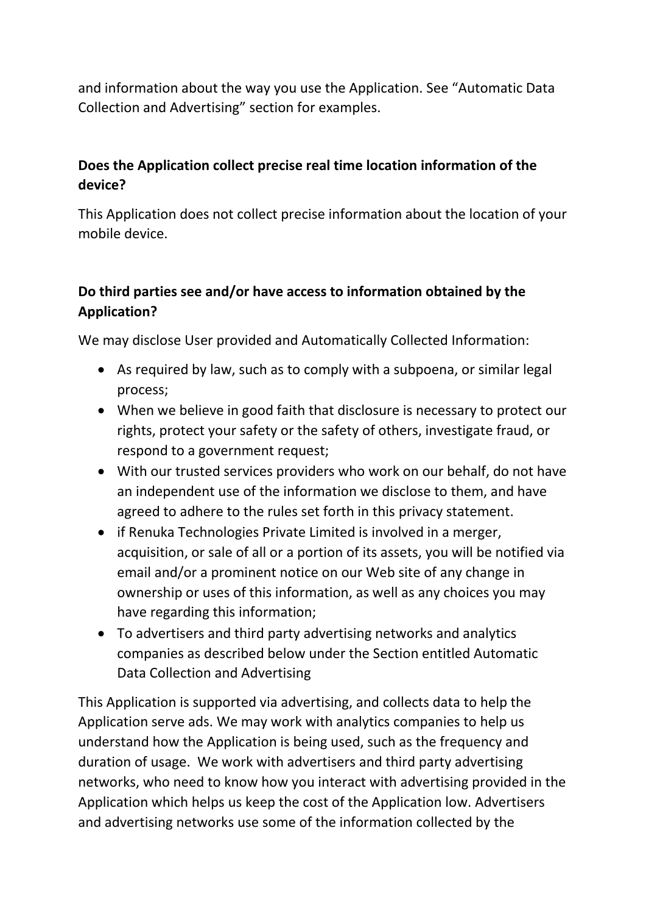and information about the way you use the Application. See “Automatic Data Collection and Advertising” section for examples.

**Does the Application collect precise real time location information of the device?**

This Application does not collect precise information about the location of your mobile device.

**Do third parties see and/or have access to information obtained by the Application?**

We may disclose User provided and Automatically Collected Information:

- As required by law, such as to comply with a subpoena, or similar legal process;
- When we believe in good faith that disclosure is necessary to protect our rights, protect your safety or the safety of others, investigate fraud, or respond to a government request;
- With our trusted services providers who work on our behalf, do not have an independent use of the information we disclose to them, and have agreed to adhere to the rules set forth in this privacy statement.
- if Renuka Technologies Private Limited is involved in a merger, acquisition, or sale of all or a portion of its assets, you will be notified via email and/or a prominent notice on our Web site of any change in ownership or uses of this information, as well as any choices you may have regarding this information;
- To advertisers and third party advertising networks and analytics companies as described below under the Section entitled Automatic Data Collection and Advertising

This Application is supported via advertising, and collects data to help the Application serve ads. We may work with analytics companies to help us understand how the Application is being used, such as the frequency and duration of usage. We work with advertisers and third party advertising networks, who need to know how you interact with advertising provided in the Application which helps us keep the cost of the Application low. Advertisers and advertising networks use some of the information collected by the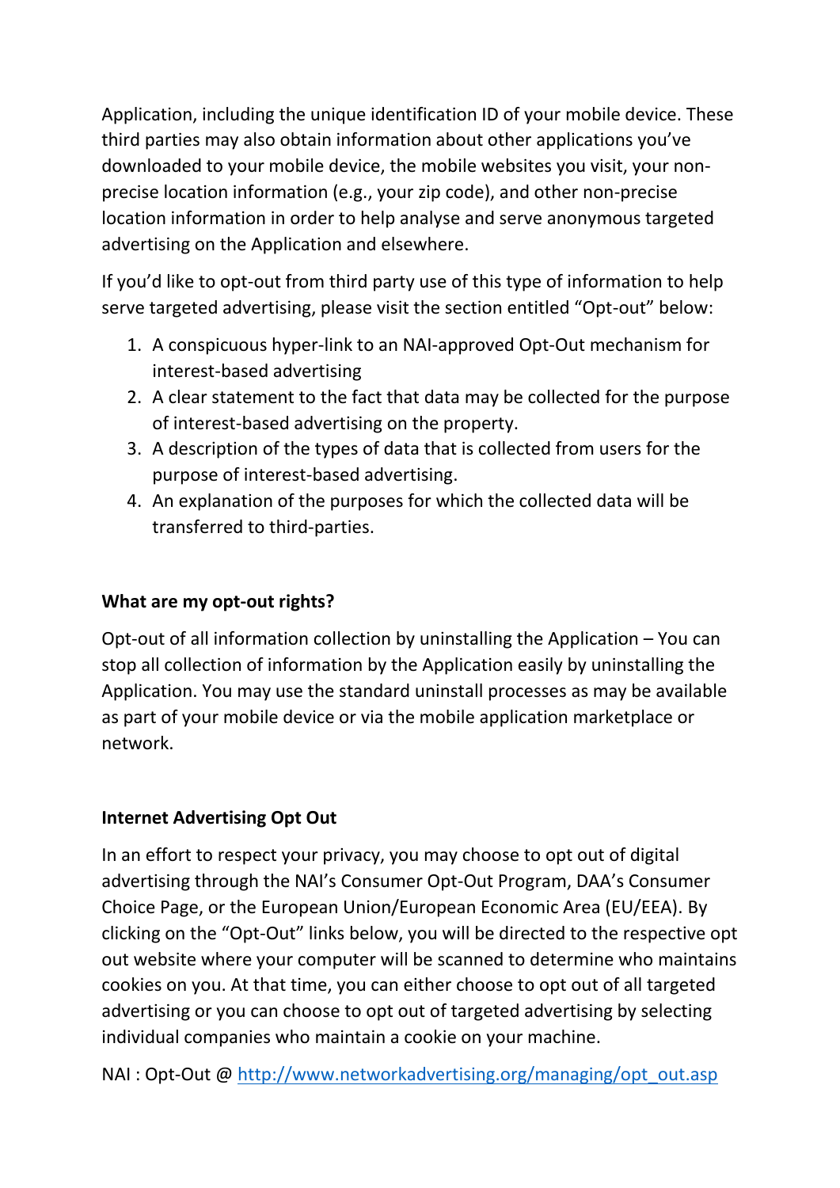Application, including the unique identification ID of your mobile device. These third parties may also obtain information about other applications you've downloaded to your mobile device, the mobile websites you visit, your non-precise location information (e.g., your zip code), and other non-precise location information in order to help analyse and serve anonymous targeted advertising on the Application and elsewhere.

If you'd like to opt-out from third party use of this type of information to help serve targeted advertising, please visit the section entitled "Opt-out" below:

1. A conspicuous hyper-link to an NAI-approved Opt-Out mechanism for interest-based advertising
2. A clear statement to the fact that data may be collected for the purpose of interest-based advertising on the property.
3. A description of the types of data that is collected from users for the purpose of interest-based advertising.
4. An explanation of the purposes for which the collected data will be transferred to third-parties.

**What are my opt-out rights?**

Opt-out of all information collection by uninstalling the Application – You can stop all collection of information by the Application easily by uninstalling the Application. You may use the standard uninstall processes as may be available as part of your mobile device or via the mobile application marketplace or network.

**Internet Advertising Opt Out**

In an effort to respect your privacy, you may choose to opt out of digital advertising through the NAI's Consumer Opt-Out Program, DAA's Consumer Choice Page, or the European Union/European Economic Area (EU/EEA). By clicking on the "Opt-Out" links below, you will be directed to the respective opt out website where your computer will be scanned to determine who maintains cookies on you. At that time, you can either choose to opt out of all targeted advertising or you can choose to opt out of targeted advertising by selecting individual companies who maintain a cookie on your machine.

NAI : Opt-Out @ [http://www.networkadvertising.org/managing/opt_out.asp](http://www.networkadvertising.org/managing/opt_out.asp)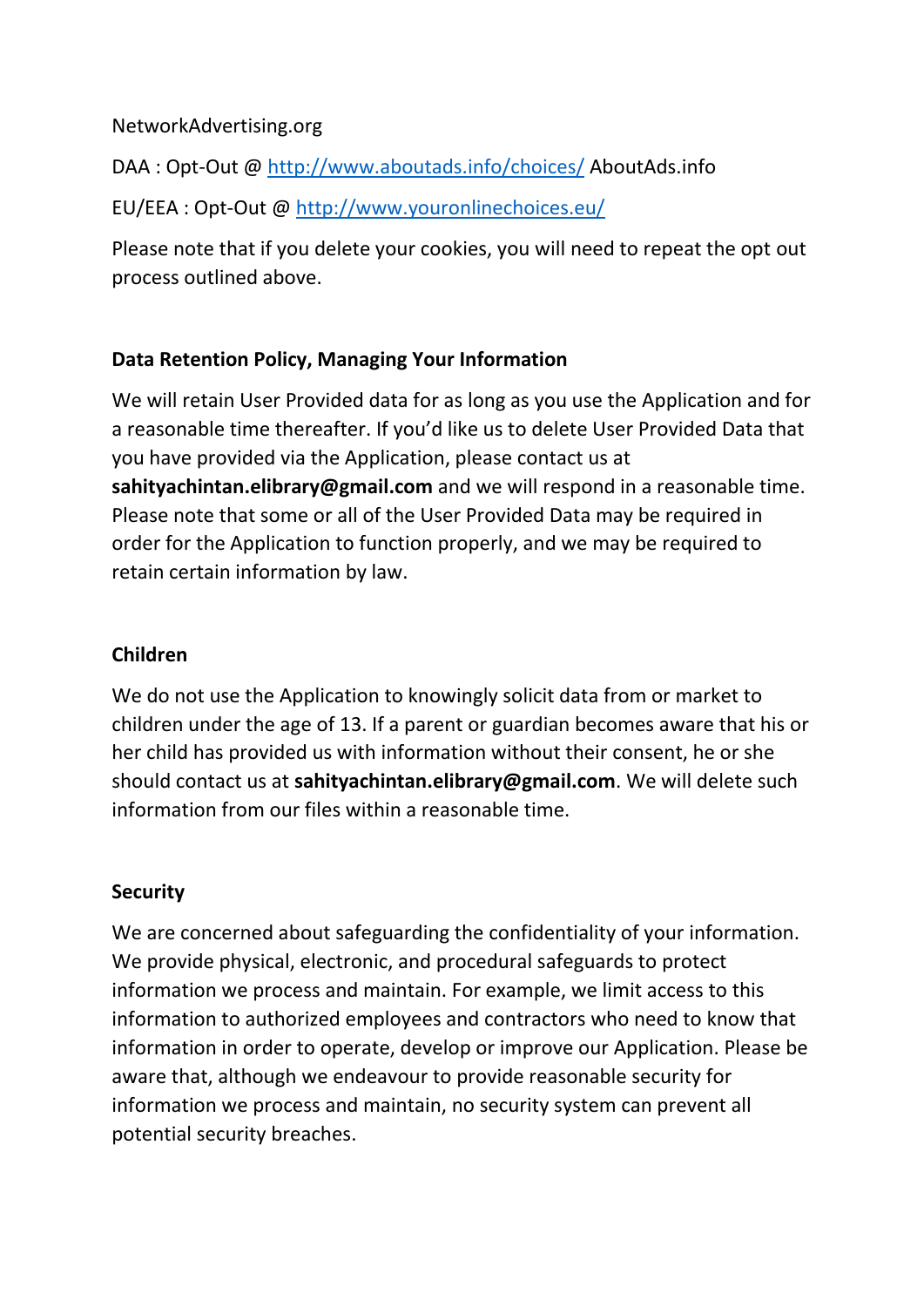NetworkAdvertising.org

DAA : Opt-Out @ [http://www.aboutads.info/choices/](http://www.aboutads.info/choices/) AboutAds.info

EU/EEA : Opt-Out @ [http://www.youronlinechoices.eu/](http://www.youronlinechoices.eu/)

Please note that if you delete your cookies, you will need to repeat the opt out process outlined above.

**Data Retention Policy, Managing Your Information**

We will retain User Provided data for as long as you use the Application and for a reasonable time thereafter. If you'd like us to delete User Provided Data that you have provided via the Application, please contact us at **sahityachintan.elibrary@gmail.com** and we will respond in a reasonable time. Please note that some or all of the User Provided Data may be required in order for the Application to function properly, and we may be required to retain certain information by law.

**Children**

We do not use the Application to knowingly solicit data from or market to children under the age of 13. If a parent or guardian becomes aware that his or her child has provided us with information without their consent, he or she should contact us at **sahityachintan.elibrary@gmail.com**. We will delete such information from our files within a reasonable time.

**Security**

We are concerned about safeguarding the confidentiality of your information. We provide physical, electronic, and procedural safeguards to protect information we process and maintain. For example, we limit access to this information to authorized employees and contractors who need to know that information in order to operate, develop or improve our Application. Please be aware that, although we endeavour to provide reasonable security for information we process and maintain, no security system can prevent all potential security breaches.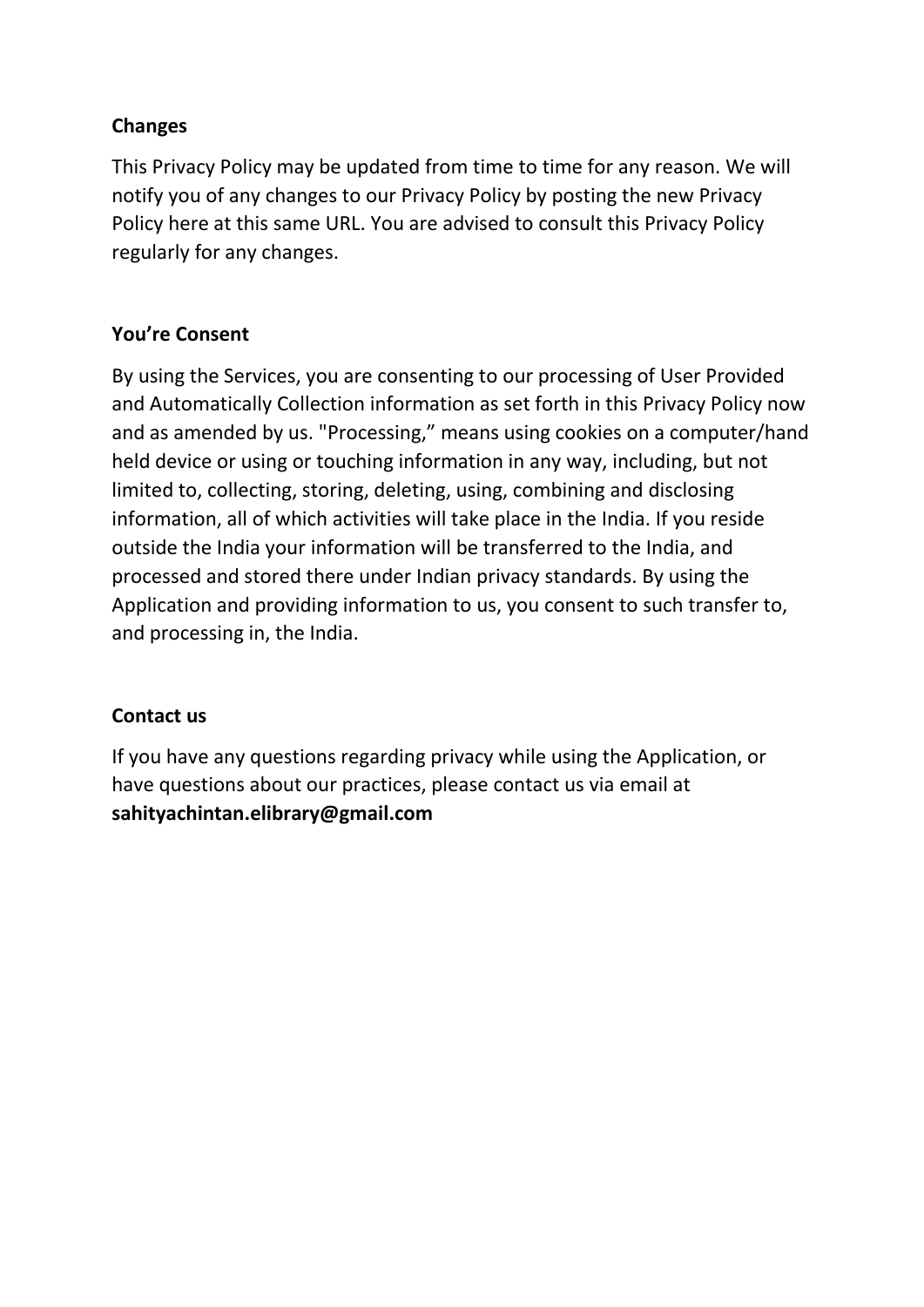**Changes**

This Privacy Policy may be updated from time to time for any reason. We will notify you of any changes to our Privacy Policy by posting the new Privacy Policy here at this same URL. You are advised to consult this Privacy Policy regularly for any changes.

**You're Consent**

By using the Services, you are consenting to our processing of User Provided and Automatically Collection information as set forth in this Privacy Policy now and as amended by us. "Processing," means using cookies on a computer/hand held device or using or touching information in any way, including, but not limited to, collecting, storing, deleting, using, combining and disclosing information, all of which activities will take place in the India. If you reside outside the India your information will be transferred to the India, and processed and stored there under Indian privacy standards. By using the Application and providing information to us, you consent to such transfer to, and processing in, the India.

**Contact us**

If you have any questions regarding privacy while using the Application, or have questions about our practices, please contact us via email at **sahityachintan.elibrary@gmail.com**